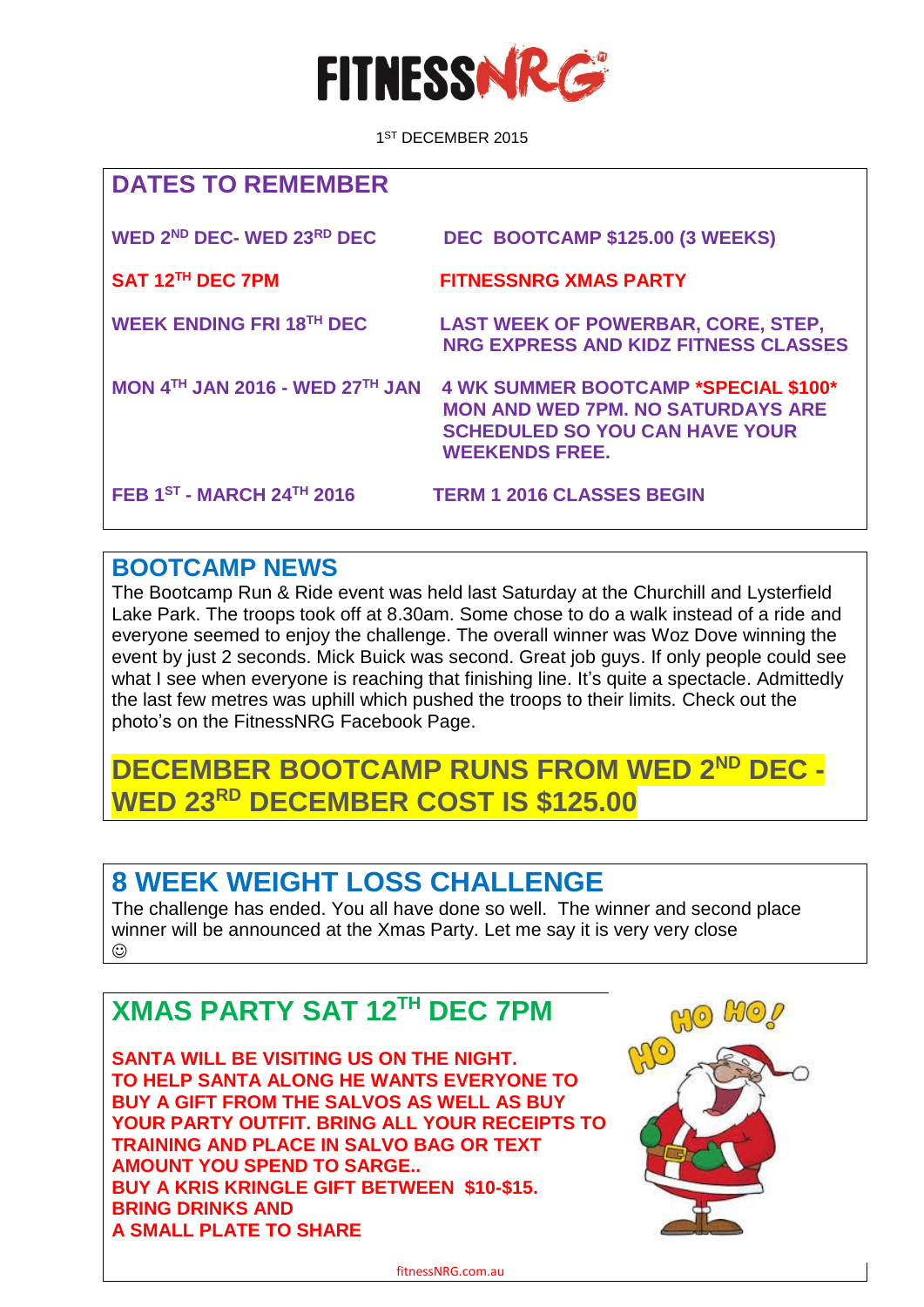# FITNESSNRG

1ST DECEMBER 2015

## DATES TO REMEMBER

| | |
|---|---|
| **WED 2ND DEC- WED 23RD DEC** | **DEC BOOTCAMP $125.00 (3 WEEKS)** |
| **SAT 12TH DEC 7PM** | **FITNESSNRG XMAS PARTY** |
| **WEEK ENDING FRI 18TH DEC** | **LAST WEEK OF POWERBAR, CORE, STEP, NRG EXPRESS AND KIDZ FITNESS CLASSES** |
| **MON 4TH JAN 2016 - WED 27TH JAN** | **4 WK SUMMER BOOTCAMP *SPECIAL $100* MON AND WED 7PM. NO SATURDAYS ARE SCHEDULED SO YOU CAN HAVE YOUR WEEKENDS FREE.** |
| **FEB 1ST - MARCH 24TH 2016** | **TERM 1 2016 CLASSES BEGIN** |

## BOOTCAMP NEWS

The Bootcamp Run & Ride event was held last Saturday at the Churchill and Lysterfield Lake Park. The troops took off at 8.30am. Some chose to do a walk instead of a ride and everyone seemed to enjoy the challenge. The overall winner was Woz Dove winning the event by just 2 seconds. Mick Buick was second. Great job guys. If only people could see what I see when everyone is reaching that finishing line. It's quite a spectacle. Admittedly the last few metres was uphill which pushed the troops to their limits. Check out the photo's on the FitnessNRG Facebook Page.

**DECEMBER BOOTCAMP RUNS FROM WED 2ND DEC - WED 23RD DECEMBER COST IS $125.00**

## 8 WEEK WEIGHT LOSS CHALLENGE

The challenge has ended. You all have done so well. The winner and second place winner will be announced at the Xmas Party. Let me say it is very very close ☺

## XMAS PARTY SAT 12TH DEC 7PM

**SANTA WILL BE VISITING US ON THE NIGHT.**
**TO HELP SANTA ALONG HE WANTS EVERYONE TO BUY A GIFT FROM THE SALVOS AS WELL AS BUY YOUR PARTY OUTFIT. BRING ALL YOUR RECEIPTS TO TRAINING AND PLACE IN SALVO BAG OR TEXT AMOUNT YOU SPEND TO SARGE..**
**BUY A KRIS KRINGLE GIFT BETWEEN $10-$15.**
**BRING DRINKS AND**
**A SMALL PLATE TO SHARE**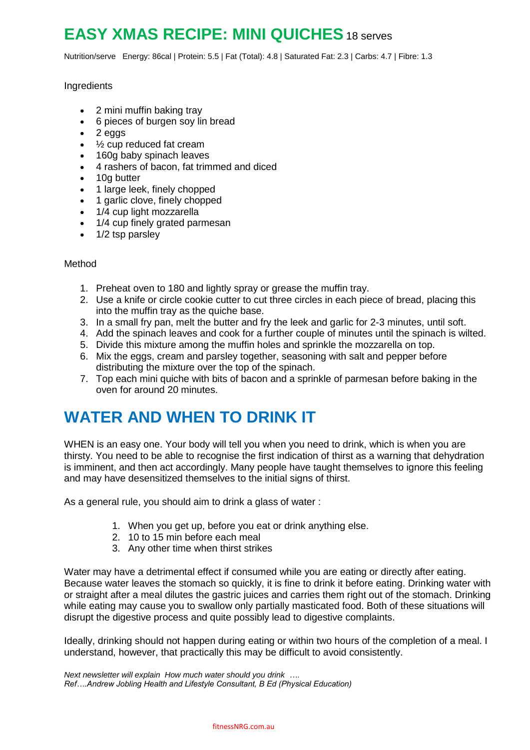# EASY XMAS RECIPE: MINI QUICHES 18 serves

Nutrition/serve Energy: 86cal | Protein: 5.5 | Fat (Total): 4.8 | Saturated Fat: 2.3 | Carbs: 4.7 | Fibre: 1.3

Ingredients

- 2 mini muffin baking tray
- 6 pieces of burgen soy lin bread
- 2 eggs
- ½ cup reduced fat cream
- 160g baby spinach leaves
- 4 rashers of bacon, fat trimmed and diced
- 10g butter
- 1 large leek, finely chopped
- 1 garlic clove, finely chopped
- 1/4 cup light mozzarella
- 1/4 cup finely grated parmesan
- 1/2 tsp parsley

Method

1. Preheat oven to 180 and lightly spray or grease the muffin tray.
2. Use a knife or circle cookie cutter to cut three circles in each piece of bread, placing this into the muffin tray as the quiche base.
3. In a small fry pan, melt the butter and fry the leek and garlic for 2-3 minutes, until soft.
4. Add the spinach leaves and cook for a further couple of minutes until the spinach is wilted.
5. Divide this mixture among the muffin holes and sprinkle the mozzarella on top.
6. Mix the eggs, cream and parsley together, seasoning with salt and pepper before distributing the mixture over the top of the spinach.
7. Top each mini quiche with bits of bacon and a sprinkle of parmesan before baking in the oven for around 20 minutes.

# WATER AND WHEN TO DRINK IT

WHEN is an easy one. Your body will tell you when you need to drink, which is when you are thirsty. You need to be able to recognise the first indication of thirst as a warning that dehydration is imminent, and then act accordingly. Many people have taught themselves to ignore this feeling and may have desensitized themselves to the initial signs of thirst.

As a general rule, you should aim to drink a glass of water :

1. When you get up, before you eat or drink anything else.
2. 10 to 15 min before each meal
3. Any other time when thirst strikes

Water may have a detrimental effect if consumed while you are eating or directly after eating. Because water leaves the stomach so quickly, it is fine to drink it before eating. Drinking water with or straight after a meal dilutes the gastric juices and carries them right out of the stomach. Drinking while eating may cause you to swallow only partially masticated food. Both of these situations will disrupt the digestive process and quite possibly lead to digestive complaints.

Ideally, drinking should not happen during eating or within two hours of the completion of a meal. I understand, however, that practically this may be difficult to avoid consistently.

*Next newsletter will explain How much water should you drink ….*
*Ref….Andrew Jobling Health and Lifestyle Consultant, B Ed (Physical Education)*

fitnessNRG.com.au